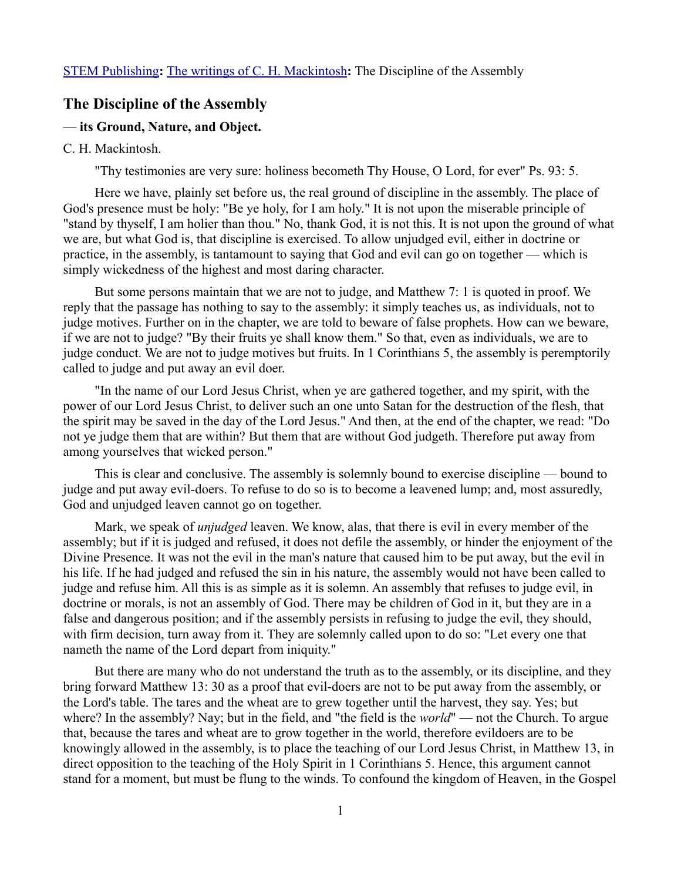STEM Publishing**:** The writings of C. H. Mackintosh**:** The Discipline of the Assembly

## The Discipline of the Assembly

### — its Ground, Nature, and Object.

C. H. Mackintosh.

"Thy testimonies are very sure: holiness becometh Thy House, O Lord, for ever" Ps. 93: 5.

Here we have, plainly set before us, the real ground of discipline in the assembly. The place of God's presence must be holy: "Be ye holy, for I am holy." It is not upon the miserable principle of "stand by thyself, I am holier than thou." No, thank God, it is not this. It is not upon the ground of what we are, but what God is, that discipline is exercised. To allow unjudged evil, either in doctrine or practice, in the assembly, is tantamount to saying that God and evil can go on together — which is simply wickedness of the highest and most daring character.

But some persons maintain that we are not to judge, and Matthew 7: 1 is quoted in proof. We reply that the passage has nothing to say to the assembly: it simply teaches us, as individuals, not to judge motives. Further on in the chapter, we are told to beware of false prophets. How can we beware, if we are not to judge? "By their fruits ye shall know them." So that, even as individuals, we are to judge conduct. We are not to judge motives but fruits. In 1 Corinthians 5, the assembly is peremptorily called to judge and put away an evil doer.

"In the name of our Lord Jesus Christ, when ye are gathered together, and my spirit, with the power of our Lord Jesus Christ, to deliver such an one unto Satan for the destruction of the flesh, that the spirit may be saved in the day of the Lord Jesus." And then, at the end of the chapter, we read: "Do not ye judge them that are within? But them that are without God judgeth. Therefore put away from among yourselves that wicked person."

This is clear and conclusive. The assembly is solemnly bound to exercise discipline — bound to judge and put away evil-doers. To refuse to do so is to become a leavened lump; and, most assuredly, God and unjudged leaven cannot go on together.

Mark, we speak of *unjudged* leaven. We know, alas, that there is evil in every member of the assembly; but if it is judged and refused, it does not defile the assembly, or hinder the enjoyment of the Divine Presence. It was not the evil in the man's nature that caused him to be put away, but the evil in his life. If he had judged and refused the sin in his nature, the assembly would not have been called to judge and refuse him. All this is as simple as it is solemn. An assembly that refuses to judge evil, in doctrine or morals, is not an assembly of God. There may be children of God in it, but they are in a false and dangerous position; and if the assembly persists in refusing to judge the evil, they should, with firm decision, turn away from it. They are solemnly called upon to do so: "Let every one that nameth the name of the Lord depart from iniquity."

But there are many who do not understand the truth as to the assembly, or its discipline, and they bring forward Matthew 13: 30 as a proof that evil-doers are not to be put away from the assembly, or the Lord's table. The tares and the wheat are to grew together until the harvest, they say. Yes; but where? In the assembly? Nay; but in the field, and "the field is the *world*" — not the Church. To argue that, because the tares and wheat are to grow together in the world, therefore evildoers are to be knowingly allowed in the assembly, is to place the teaching of our Lord Jesus Christ, in Matthew 13, in direct opposition to the teaching of the Holy Spirit in 1 Corinthians 5. Hence, this argument cannot stand for a moment, but must be flung to the winds. To confound the kingdom of Heaven, in the Gospel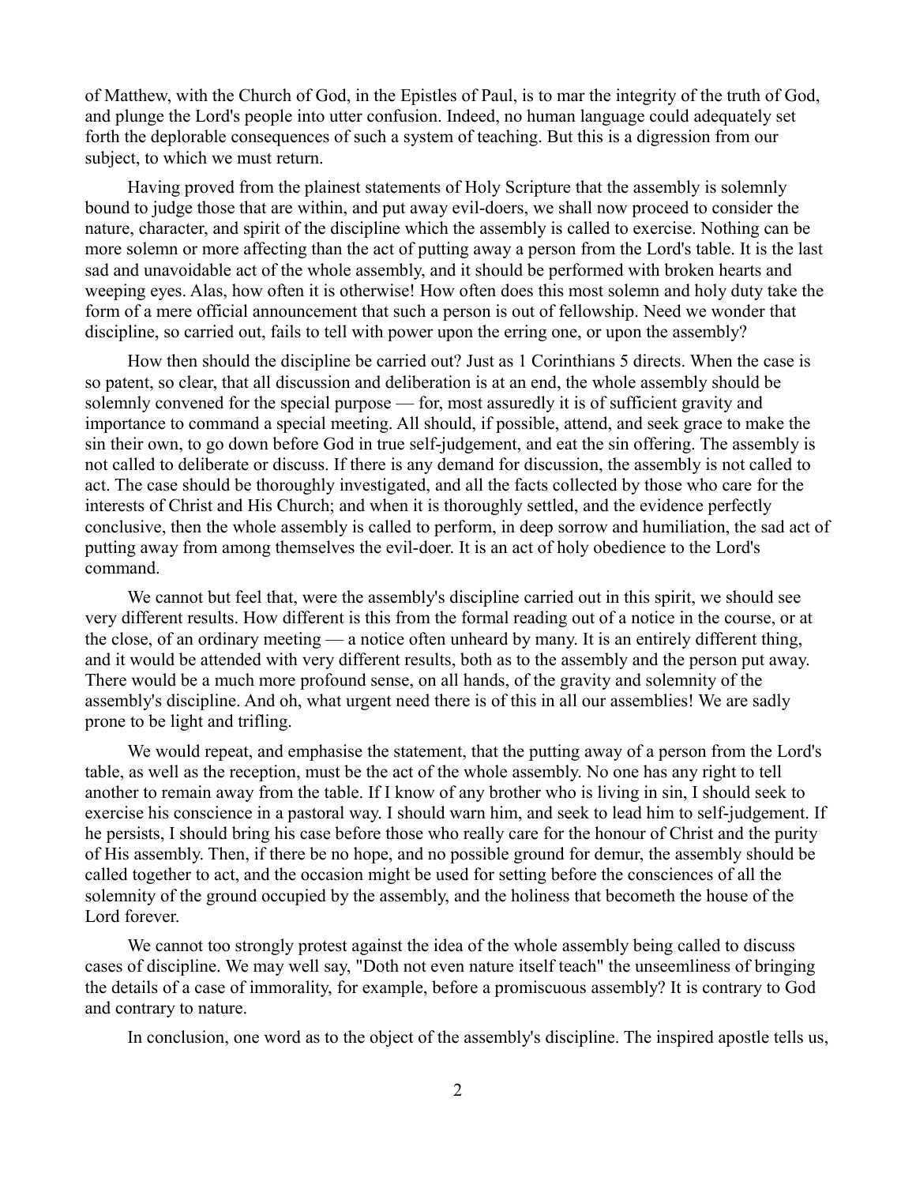of Matthew, with the Church of God, in the Epistles of Paul, is to mar the integrity of the truth of God, and plunge the Lord's people into utter confusion. Indeed, no human language could adequately set forth the deplorable consequences of such a system of teaching. But this is a digression from our subject, to which we must return.

Having proved from the plainest statements of Holy Scripture that the assembly is solemnly bound to judge those that are within, and put away evil-doers, we shall now proceed to consider the nature, character, and spirit of the discipline which the assembly is called to exercise. Nothing can be more solemn or more affecting than the act of putting away a person from the Lord's table. It is the last sad and unavoidable act of the whole assembly, and it should be performed with broken hearts and weeping eyes. Alas, how often it is otherwise! How often does this most solemn and holy duty take the form of a mere official announcement that such a person is out of fellowship. Need we wonder that discipline, so carried out, fails to tell with power upon the erring one, or upon the assembly?

How then should the discipline be carried out? Just as 1 Corinthians 5 directs. When the case is so patent, so clear, that all discussion and deliberation is at an end, the whole assembly should be solemnly convened for the special purpose — for, most assuredly it is of sufficient gravity and importance to command a special meeting. All should, if possible, attend, and seek grace to make the sin their own, to go down before God in true self-judgement, and eat the sin offering. The assembly is not called to deliberate or discuss. If there is any demand for discussion, the assembly is not called to act. The case should be thoroughly investigated, and all the facts collected by those who care for the interests of Christ and His Church; and when it is thoroughly settled, and the evidence perfectly conclusive, then the whole assembly is called to perform, in deep sorrow and humiliation, the sad act of putting away from among themselves the evil-doer. It is an act of holy obedience to the Lord's command.

We cannot but feel that, were the assembly's discipline carried out in this spirit, we should see very different results. How different is this from the formal reading out of a notice in the course, or at the close, of an ordinary meeting — a notice often unheard by many. It is an entirely different thing, and it would be attended with very different results, both as to the assembly and the person put away. There would be a much more profound sense, on all hands, of the gravity and solemnity of the assembly's discipline. And oh, what urgent need there is of this in all our assemblies! We are sadly prone to be light and trifling.

We would repeat, and emphasise the statement, that the putting away of a person from the Lord's table, as well as the reception, must be the act of the whole assembly. No one has any right to tell another to remain away from the table. If I know of any brother who is living in sin, I should seek to exercise his conscience in a pastoral way. I should warn him, and seek to lead him to self-judgement. If he persists, I should bring his case before those who really care for the honour of Christ and the purity of His assembly. Then, if there be no hope, and no possible ground for demur, the assembly should be called together to act, and the occasion might be used for setting before the consciences of all the solemnity of the ground occupied by the assembly, and the holiness that becometh the house of the Lord forever.

We cannot too strongly protest against the idea of the whole assembly being called to discuss cases of discipline. We may well say, "Doth not even nature itself teach" the unseemliness of bringing the details of a case of immorality, for example, before a promiscuous assembly? It is contrary to God and contrary to nature.

In conclusion, one word as to the object of the assembly's discipline. The inspired apostle tells us,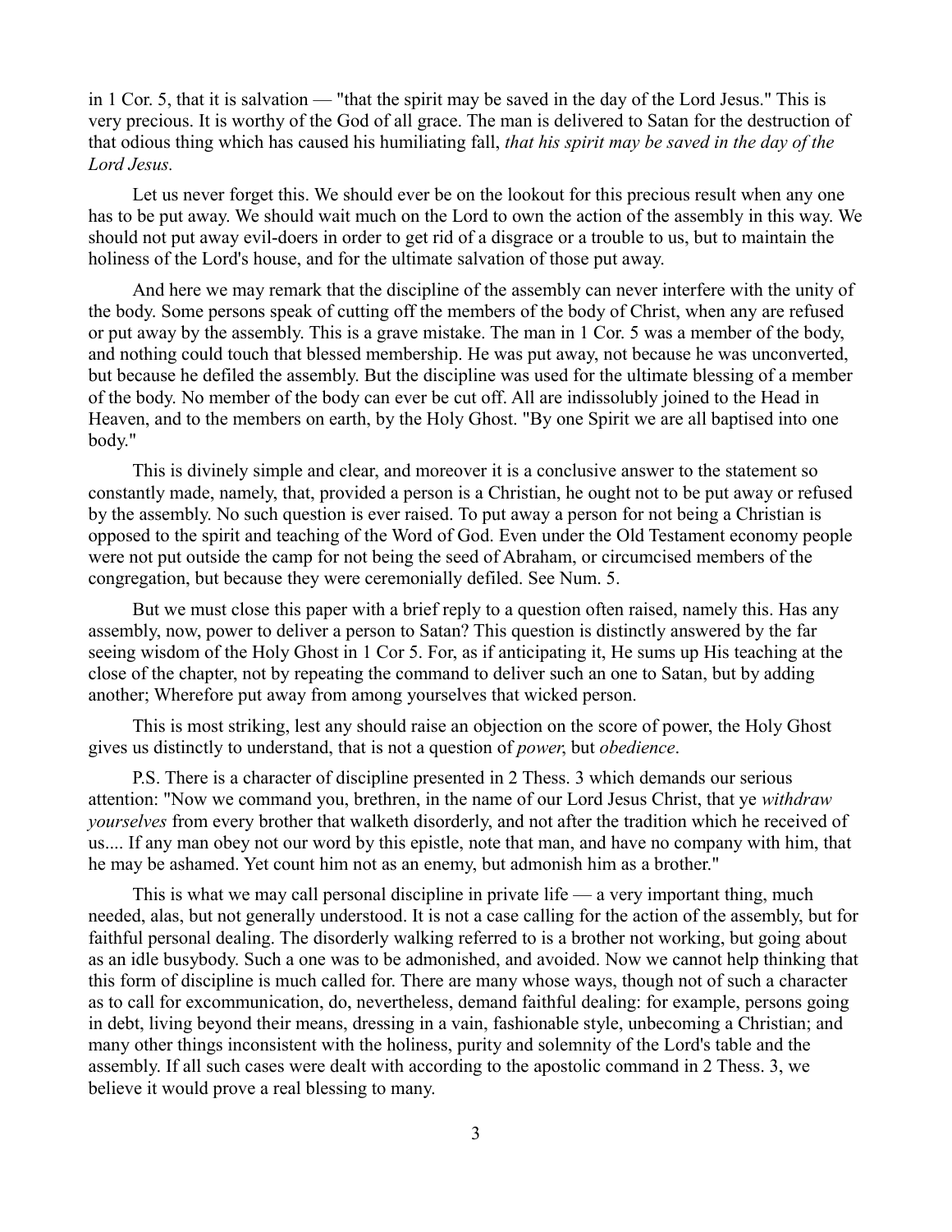in 1 Cor. 5, that it is salvation — "that the spirit may be saved in the day of the Lord Jesus." This is very precious. It is worthy of the God of all grace. The man is delivered to Satan for the destruction of that odious thing which has caused his humiliating fall, *that his spirit may be saved in the day of the Lord Jesus.*

Let us never forget this. We should ever be on the lookout for this precious result when any one has to be put away. We should wait much on the Lord to own the action of the assembly in this way. We should not put away evil-doers in order to get rid of a disgrace or a trouble to us, but to maintain the holiness of the Lord's house, and for the ultimate salvation of those put away.

And here we may remark that the discipline of the assembly can never interfere with the unity of the body. Some persons speak of cutting off the members of the body of Christ, when any are refused or put away by the assembly. This is a grave mistake. The man in 1 Cor. 5 was a member of the body, and nothing could touch that blessed membership. He was put away, not because he was unconverted, but because he defiled the assembly. But the discipline was used for the ultimate blessing of a member of the body. No member of the body can ever be cut off. All are indissolubly joined to the Head in Heaven, and to the members on earth, by the Holy Ghost. "By one Spirit we are all baptised into one body."

This is divinely simple and clear, and moreover it is a conclusive answer to the statement so constantly made, namely, that, provided a person is a Christian, he ought not to be put away or refused by the assembly. No such question is ever raised. To put away a person for not being a Christian is opposed to the spirit and teaching of the Word of God. Even under the Old Testament economy people were not put outside the camp for not being the seed of Abraham, or circumcised members of the congregation, but because they were ceremonially defiled. See Num. 5.

But we must close this paper with a brief reply to a question often raised, namely this. Has any assembly, now, power to deliver a person to Satan? This question is distinctly answered by the far seeing wisdom of the Holy Ghost in 1 Cor 5. For, as if anticipating it, He sums up His teaching at the close of the chapter, not by repeating the command to deliver such an one to Satan, but by adding another; Wherefore put away from among yourselves that wicked person.

This is most striking, lest any should raise an objection on the score of power, the Holy Ghost gives us distinctly to understand, that is not a question of *power*, but *obedience*.

P.S. There is a character of discipline presented in 2 Thess. 3 which demands our serious attention: "Now we command you, brethren, in the name of our Lord Jesus Christ, that ye *withdraw yourselves* from every brother that walketh disorderly, and not after the tradition which he received of us.... If any man obey not our word by this epistle, note that man, and have no company with him, that he may be ashamed. Yet count him not as an enemy, but admonish him as a brother."

This is what we may call personal discipline in private life — a very important thing, much needed, alas, but not generally understood. It is not a case calling for the action of the assembly, but for faithful personal dealing. The disorderly walking referred to is a brother not working, but going about as an idle busybody. Such a one was to be admonished, and avoided. Now we cannot help thinking that this form of discipline is much called for. There are many whose ways, though not of such a character as to call for excommunication, do, nevertheless, demand faithful dealing: for example, persons going in debt, living beyond their means, dressing in a vain, fashionable style, unbecoming a Christian; and many other things inconsistent with the holiness, purity and solemnity of the Lord's table and the assembly. If all such cases were dealt with according to the apostolic command in 2 Thess. 3, we believe it would prove a real blessing to many.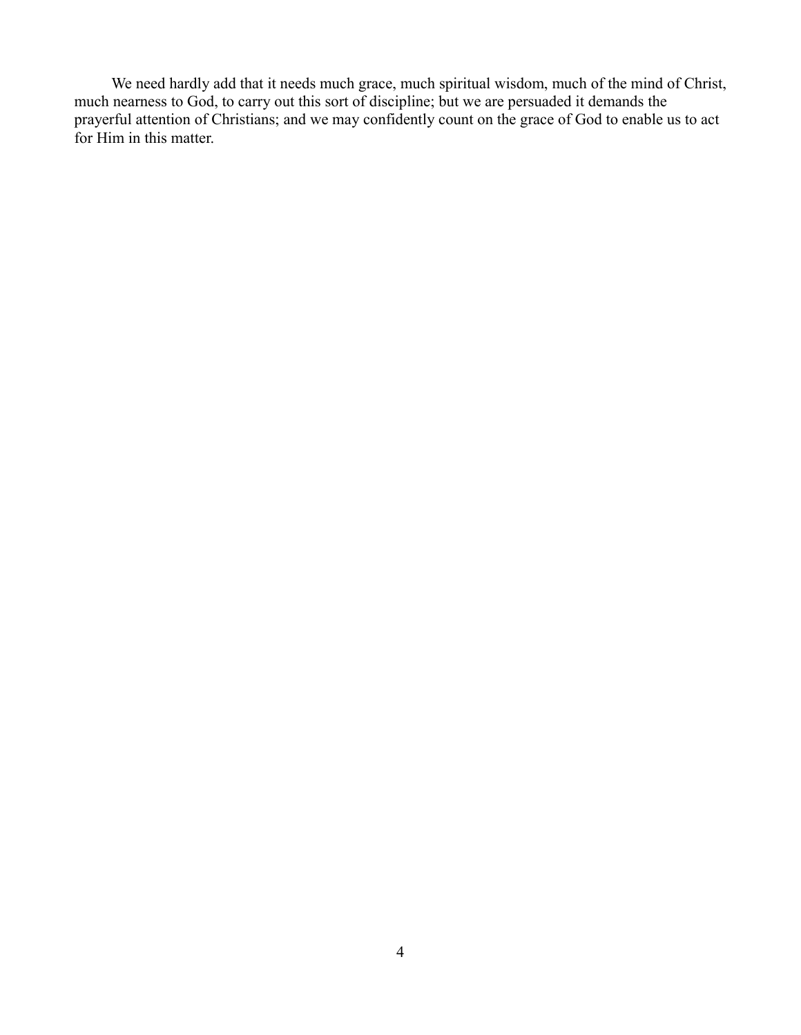We need hardly add that it needs much grace, much spiritual wisdom, much of the mind of Christ, much nearness to God, to carry out this sort of discipline; but we are persuaded it demands the prayerful attention of Christians; and we may confidently count on the grace of God to enable us to act for Him in this matter.